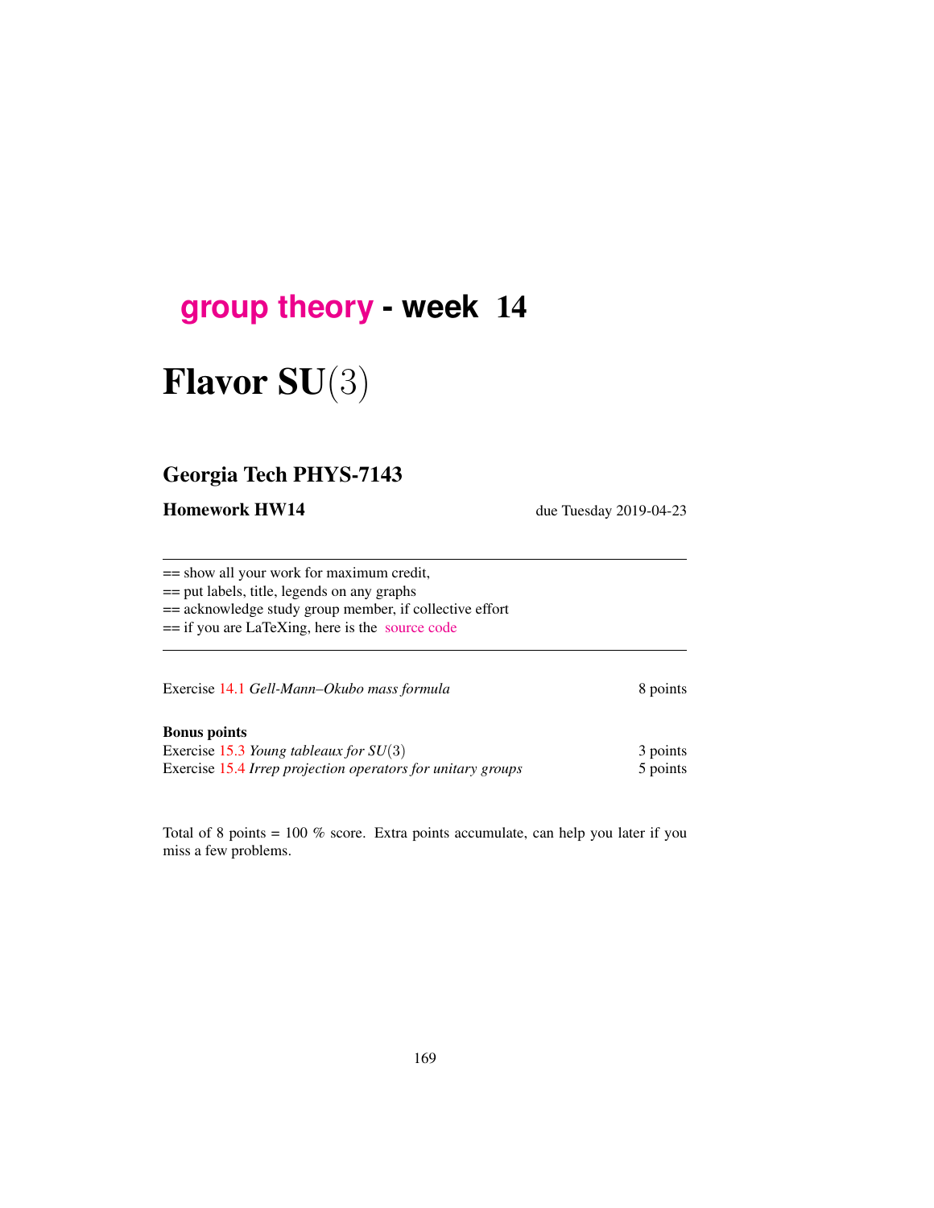# group theory - week 14

# Flavor SU(3)

## Georgia Tech PHYS-7143

**Homework HW14** due Tuesday 2019-04-23

== show all your work for maximum credit,
== put labels, title, legends on any graphs
== acknowledge study group member, if collective effort
== if you are LaTeXing, here is the source code

Exercise 14.1 *Gell-Mann–Okubo mass formula* 8 points

**Bonus points**
Exercise 15.3 *Young tableaux for SU(3)* 3 points
Exercise 15.4 *Irrep projection operators for unitary groups* 5 points

Total of 8 points = 100 % score. Extra points accumulate, can help you later if you miss a few problems.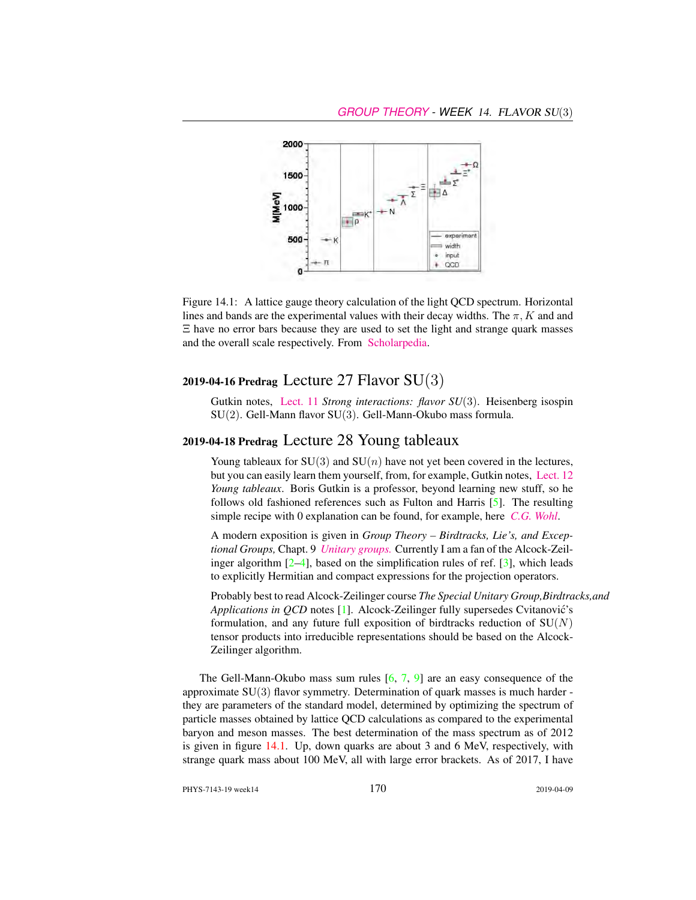Figure 14.1: A lattice gauge theory calculation of the light QCD spectrum. Horizontal lines and bands are the experimental values with their decay widths. The $\pi$, $K$ and and $\Xi$ have no error bars because they are used to set the light and strange quark masses and the overall scale respectively. From Scholarpedia.

## 2019-04-16 Predrag Lecture 27 Flavor SU(3)

Gutkin notes, Lect. 11 *Strong interactions: flavor SU(3)*. Heisenberg isospin SU(2). Gell-Mann flavor SU(3). Gell-Mann-Okubo mass formula.

## 2019-04-18 Predrag Lecture 28 Young tableaux

Young tableaux for SU(3) and SU($n$) have not yet been covered in the lectures, but you can easily learn them yourself, from, for example, Gutkin notes, Lect. 12 *Young tableaux*. Boris Gutkin is a professor, beyond learning new stuff, so he follows old fashioned references such as Fulton and Harris [5]. The resulting simple recipe with 0 explanation can be found, for example, here *C.G. Wohl*.

A modern exposition is given in *Group Theory – Birdtracks, Lie's, and Exceptional Groups,* Chapt. 9 *Unitary groups.* Currently I am a fan of the Alcock-Zeilinger algorithm [2–4], based on the simplification rules of ref. [3], which leads to explicitly Hermitian and compact expressions for the projection operators.

Probably best to read Alcock-Zeilinger course *The Special Unitary Group,Birdtracks,and Applications in QCD* notes [1]. Alcock-Zeilinger fully supersedes Cvitanović's formulation, and any future full exposition of birdtracks reduction of SU($N$) tensor products into irreducible representations should be based on the Alcock-Zeilinger algorithm.

The Gell-Mann-Okubo mass sum rules [6, 7, 9] are an easy consequence of the approximate SU(3) flavor symmetry. Determination of quark masses is much harder - they are parameters of the standard model, determined by optimizing the spectrum of particle masses obtained by lattice QCD calculations as compared to the experimental baryon and meson masses. The best determination of the mass spectrum as of 2012 is given in figure 14.1. Up, down quarks are about 3 and 6 MeV, respectively, with strange quark mass about 100 MeV, all with large error brackets. As of 2017, I have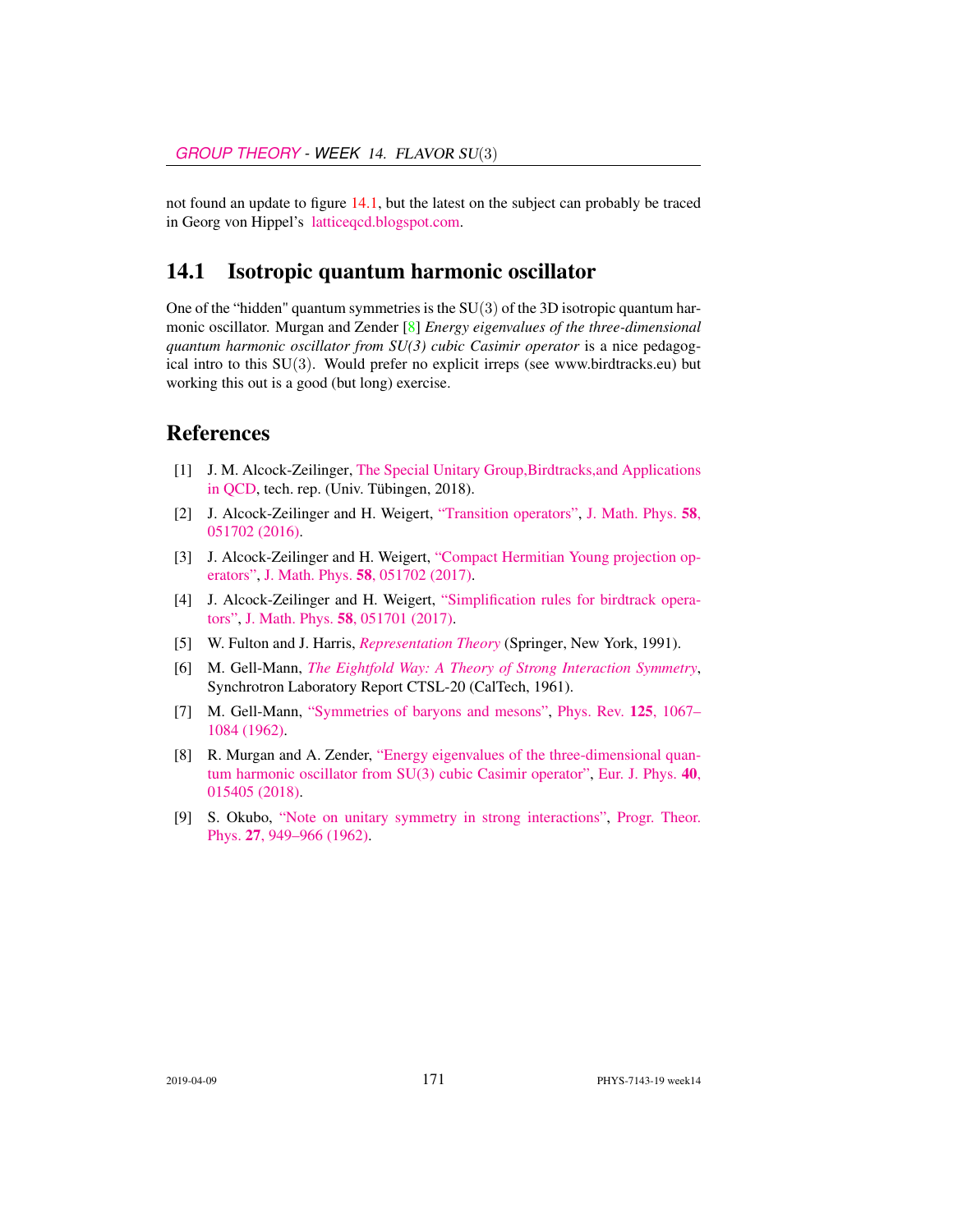not found an update to figure 14.1, but the latest on the subject can probably be traced in Georg von Hippel's latticeqcd.blogspot.com.

## 14.1 Isotropic quantum harmonic oscillator

One of the "hidden" quantum symmetries is the $\mathrm{SU}(3)$ of the 3D isotropic quantum harmonic oscillator. Murgan and Zender [8] *Energy eigenvalues of the three-dimensional quantum harmonic oscillator from SU(3) cubic Casimir operator* is a nice pedagogical intro to this $\mathrm{SU}(3)$. Would prefer no explicit irreps (see www.birdtracks.eu) but working this out is a good (but long) exercise.

## References

[1] J. M. Alcock-Zeilinger, The Special Unitary Group,Birdtracks,and Applications in QCD, tech. rep. (Univ. Tübingen, 2018).

[2] J. Alcock-Zeilinger and H. Weigert, "Transition operators", J. Math. Phys. **58**, 051702 (2016).

[3] J. Alcock-Zeilinger and H. Weigert, "Compact Hermitian Young projection operators", J. Math. Phys. **58**, 051702 (2017).

[4] J. Alcock-Zeilinger and H. Weigert, "Simplification rules for birdtrack operators", J. Math. Phys. **58**, 051701 (2017).

[5] W. Fulton and J. Harris, *Representation Theory* (Springer, New York, 1991).

[6] M. Gell-Mann, *The Eightfold Way: A Theory of Strong Interaction Symmetry*, Synchrotron Laboratory Report CTSL-20 (CalTech, 1961).

[7] M. Gell-Mann, "Symmetries of baryons and mesons", Phys. Rev. **125**, 1067–1084 (1962).

[8] R. Murgan and A. Zender, "Energy eigenvalues of the three-dimensional quantum harmonic oscillator from SU(3) cubic Casimir operator", Eur. J. Phys. **40**, 015405 (2018).

[9] S. Okubo, "Note on unitary symmetry in strong interactions", Progr. Theor. Phys. **27**, 949–966 (1962).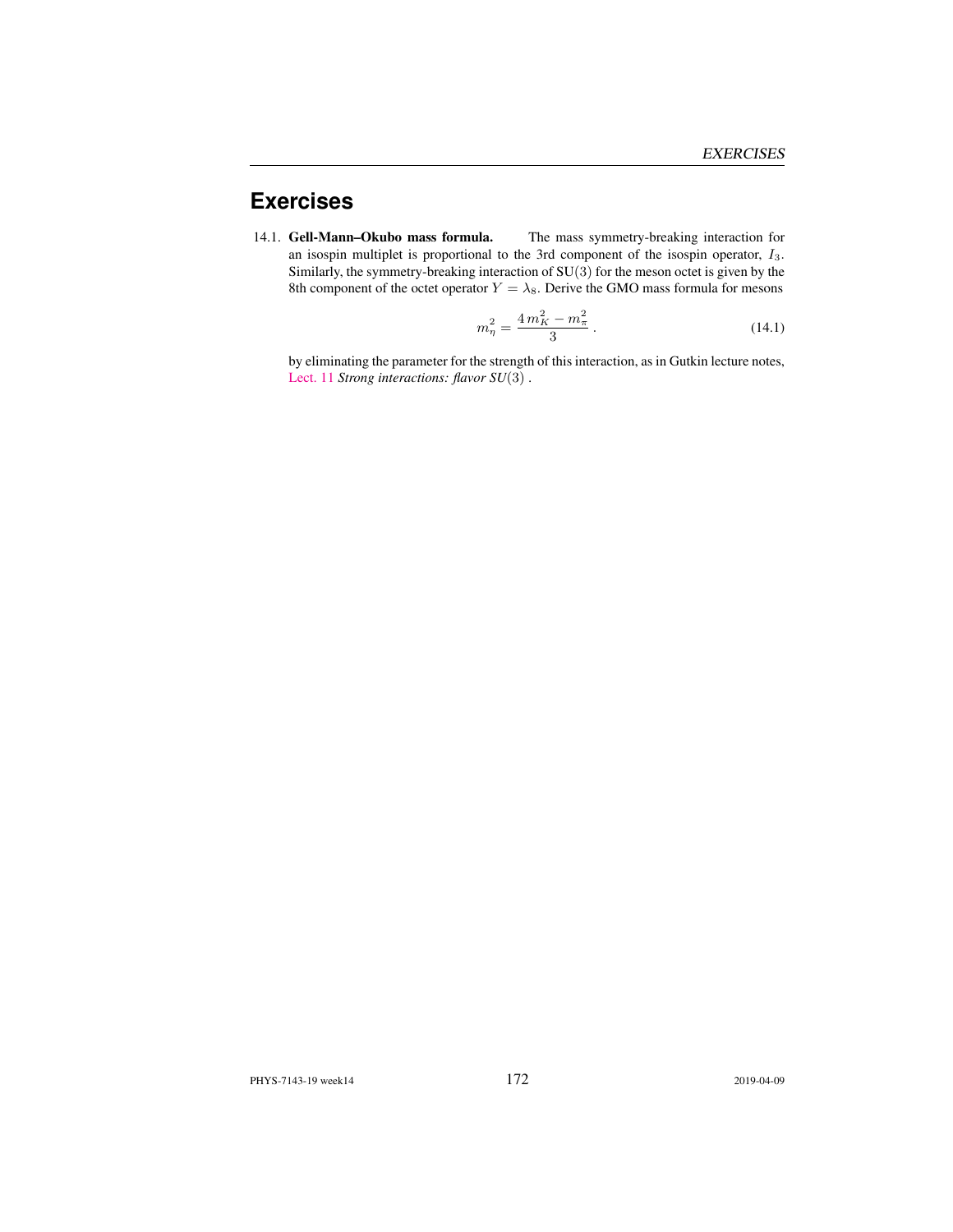# Exercises

14.1. **Gell-Mann–Okubo mass formula.** The mass symmetry-breaking interaction for an isospin multiplet is proportional to the 3rd component of the isospin operator, $I_3$. Similarly, the symmetry-breaking interaction of SU(3) for the meson octet is given by the 8th component of the octet operator $Y = \lambda_8$. Derive the GMO mass formula for mesons

$$m_\eta^2 = \frac{4\, m_K^2 - m_\pi^2}{3}\,. \tag{14.1}$$

by eliminating the parameter for the strength of this interaction, as in Gutkin lecture notes, Lect. 11 *Strong interactions: flavor SU(3)* .